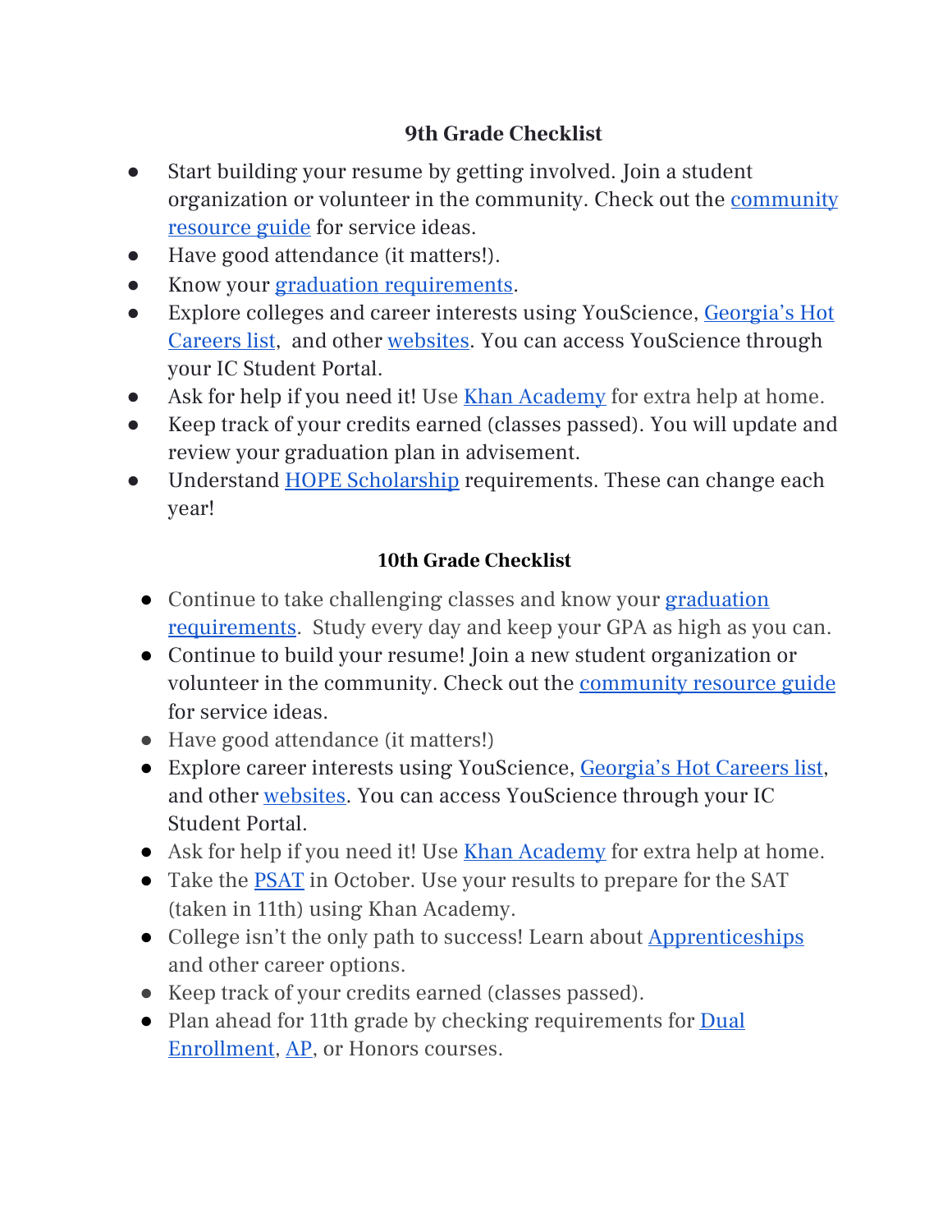## 9th Grade Checklist

- Start building your resume by getting involved. Join a student organization or volunteer in the community. Check out the community resource guide for service ideas.
- Have good attendance (it matters!).
- Know your graduation requirements.
- Explore colleges and career interests using YouScience, Georgia's Hot Careers list, and other websites. You can access YouScience through your IC Student Portal.
- Ask for help if you need it! Use Khan Academy for extra help at home.
- Keep track of your credits earned (classes passed). You will update and review your graduation plan in advisement.
- Understand HOPE Scholarship requirements. These can change each year!

## 10th Grade Checklist

- Continue to take challenging classes and know your graduation requirements. Study every day and keep your GPA as high as you can.
- Continue to build your resume! Join a new student organization or volunteer in the community. Check out the community resource guide for service ideas.
- Have good attendance (it matters!)
- Explore career interests using YouScience, Georgia's Hot Careers list, and other websites. You can access YouScience through your IC Student Portal.
- Ask for help if you need it! Use Khan Academy for extra help at home.
- Take the PSAT in October. Use your results to prepare for the SAT (taken in 11th) using Khan Academy.
- College isn't the only path to success! Learn about Apprenticeships and other career options.
- Keep track of your credits earned (classes passed).
- Plan ahead for 11th grade by checking requirements for Dual Enrollment, AP, or Honors courses.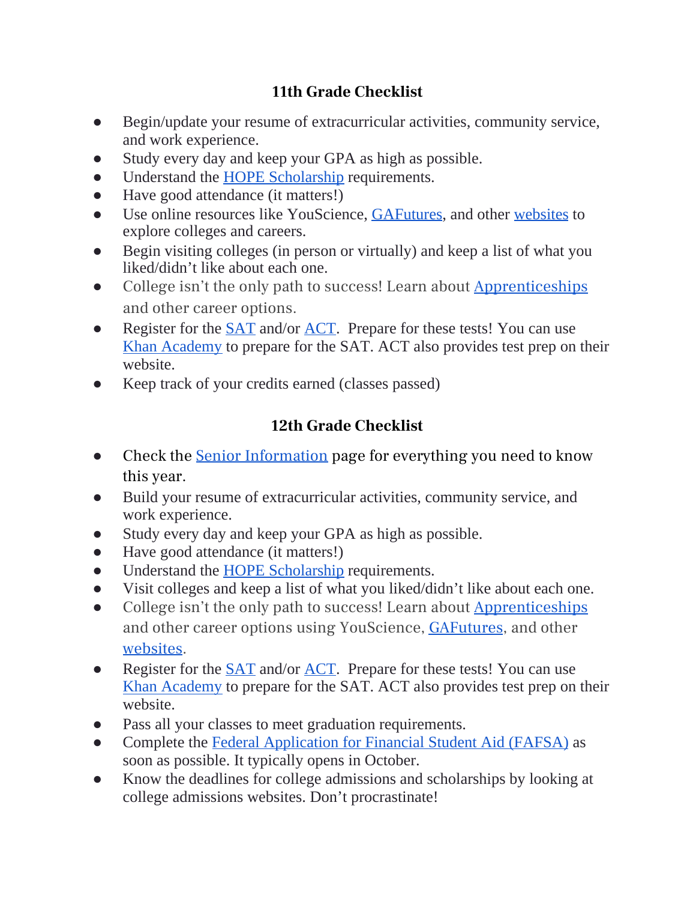## 11th Grade Checklist

- Begin/update your resume of extracurricular activities, community service, and work experience.
- Study every day and keep your GPA as high as possible.
- Understand the HOPE Scholarship requirements.
- Have good attendance (it matters!)
- Use online resources like YouScience, GAFutures, and other websites to explore colleges and careers.
- Begin visiting colleges (in person or virtually) and keep a list of what you liked/didn't like about each one.
- College isn't the only path to success! Learn about Apprenticeships and other career options.
- Register for the SAT and/or ACT. Prepare for these tests! You can use Khan Academy to prepare for the SAT. ACT also provides test prep on their website.
- Keep track of your credits earned (classes passed)

## 12th Grade Checklist

- Check the Senior Information page for everything you need to know this year.
- Build your resume of extracurricular activities, community service, and work experience.
- Study every day and keep your GPA as high as possible.
- Have good attendance (it matters!)
- Understand the HOPE Scholarship requirements.
- Visit colleges and keep a list of what you liked/didn't like about each one.
- College isn't the only path to success! Learn about Apprenticeships and other career options using YouScience, GAFutures, and other websites.
- Register for the SAT and/or ACT. Prepare for these tests! You can use Khan Academy to prepare for the SAT. ACT also provides test prep on their website.
- Pass all your classes to meet graduation requirements.
- Complete the Federal Application for Financial Student Aid (FAFSA) as soon as possible. It typically opens in October.
- Know the deadlines for college admissions and scholarships by looking at college admissions websites. Don't procrastinate!